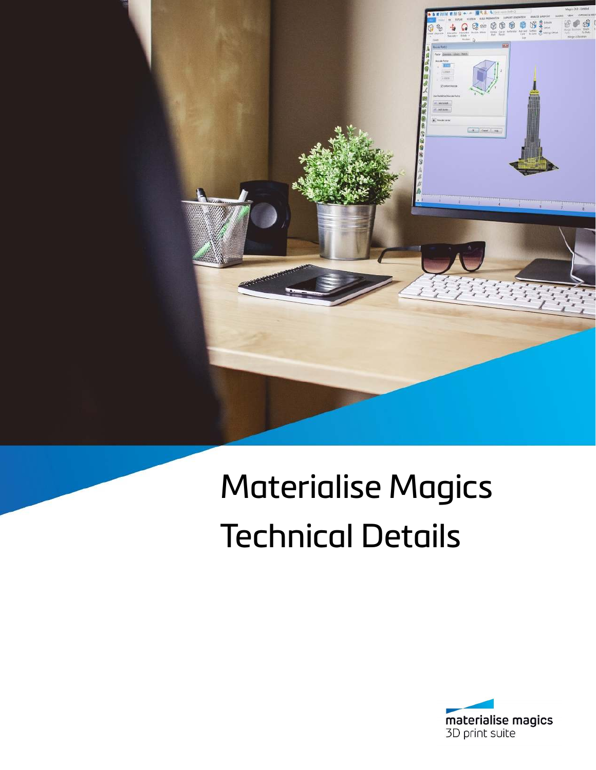# Materialise Magics Technical Details

materialise magics
3D print suite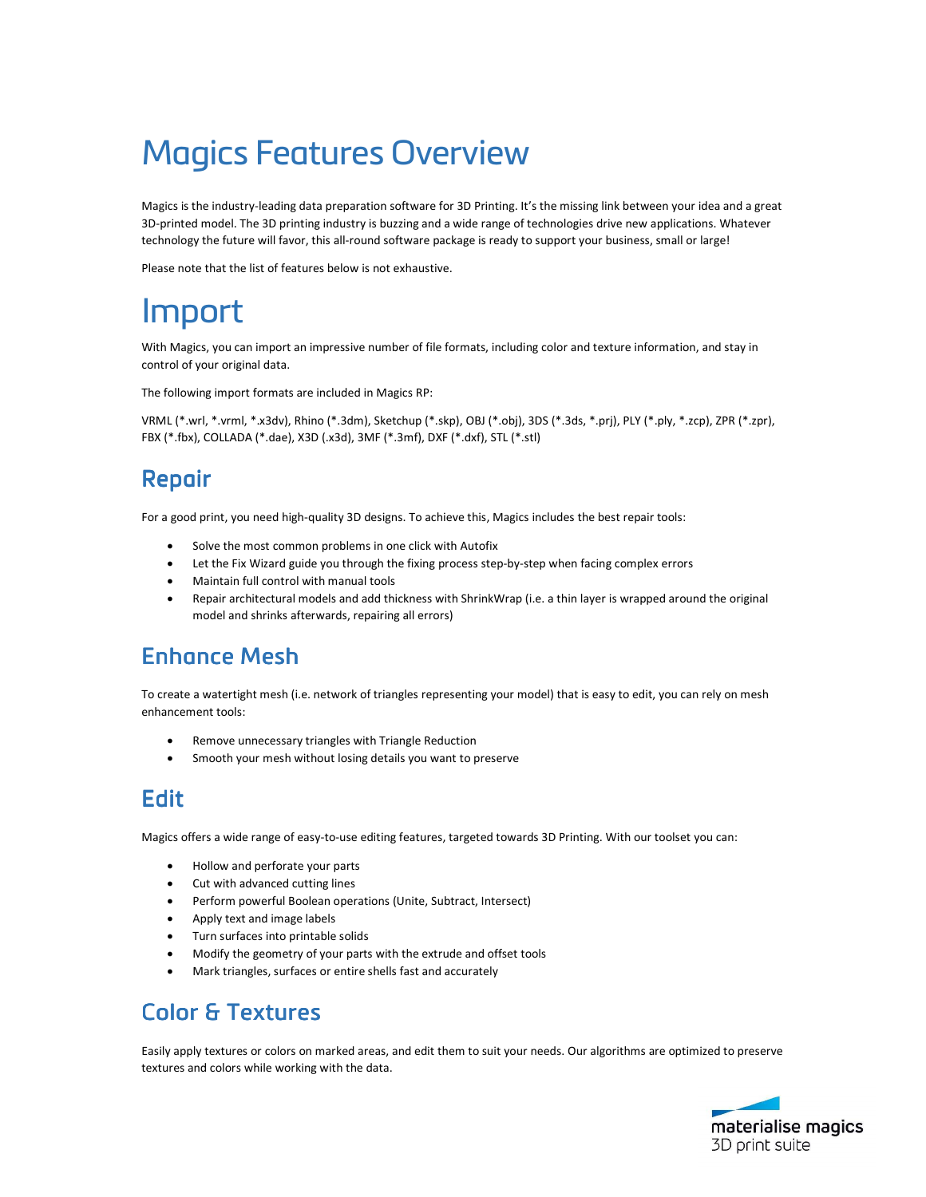# Magics Features Overview

Magics is the industry-leading data preparation software for 3D Printing. It's the missing link between your idea and a great 3D-printed model. The 3D printing industry is buzzing and a wide range of technologies drive new applications. Whatever technology the future will favor, this all-round software package is ready to support your business, small or large!

Please note that the list of features below is not exhaustive.

# Import

With Magics, you can import an impressive number of file formats, including color and texture information, and stay in control of your original data.

The following import formats are included in Magics RP:

VRML (*.wrl, *.vrml, *.x3dv), Rhino (*.3dm), Sketchup (*.skp), OBJ (*.obj), 3DS (*.3ds, *.prj), PLY (*.ply, *.zcp), ZPR (*.zpr), FBX (*.fbx), COLLADA (*.dae), X3D (.x3d), 3MF (*.3mf), DXF (*.dxf), STL (*.stl)

## Repair

For a good print, you need high-quality 3D designs. To achieve this, Magics includes the best repair tools:

- Solve the most common problems in one click with Autofix
- Let the Fix Wizard guide you through the fixing process step-by-step when facing complex errors
- Maintain full control with manual tools
- Repair architectural models and add thickness with ShrinkWrap (i.e. a thin layer is wrapped around the original model and shrinks afterwards, repairing all errors)

## Enhance Mesh

To create a watertight mesh (i.e. network of triangles representing your model) that is easy to edit, you can rely on mesh enhancement tools:

- Remove unnecessary triangles with Triangle Reduction
- Smooth your mesh without losing details you want to preserve

## Edit

Magics offers a wide range of easy-to-use editing features, targeted towards 3D Printing. With our toolset you can:

- Hollow and perforate your parts
- Cut with advanced cutting lines
- Perform powerful Boolean operations (Unite, Subtract, Intersect)
- Apply text and image labels
- Turn surfaces into printable solids
- Modify the geometry of your parts with the extrude and offset tools
- Mark triangles, surfaces or entire shells fast and accurately

## Color & Textures

Easily apply textures or colors on marked areas, and edit them to suit your needs. Our algorithms are optimized to preserve textures and colors while working with the data.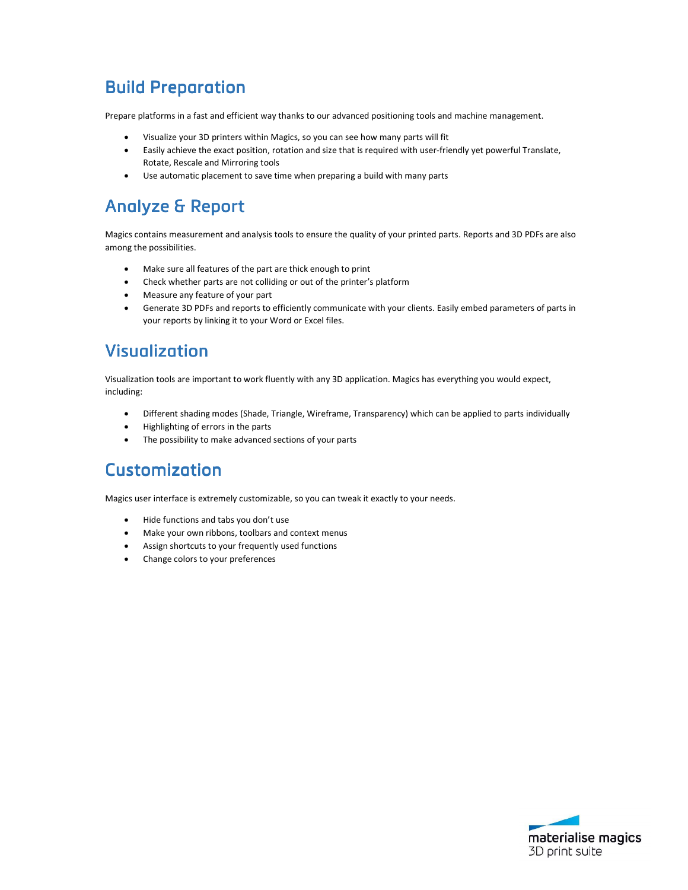## Build Preparation

Prepare platforms in a fast and efficient way thanks to our advanced positioning tools and machine management.

- Visualize your 3D printers within Magics, so you can see how many parts will fit
- Easily achieve the exact position, rotation and size that is required with user-friendly yet powerful Translate, Rotate, Rescale and Mirroring tools
- Use automatic placement to save time when preparing a build with many parts

## Analyze & Report

Magics contains measurement and analysis tools to ensure the quality of your printed parts. Reports and 3D PDFs are also among the possibilities.

- Make sure all features of the part are thick enough to print
- Check whether parts are not colliding or out of the printer's platform
- Measure any feature of your part
- Generate 3D PDFs and reports to efficiently communicate with your clients. Easily embed parameters of parts in your reports by linking it to your Word or Excel files.

## Visualization

Visualization tools are important to work fluently with any 3D application. Magics has everything you would expect, including:

- Different shading modes (Shade, Triangle, Wireframe, Transparency) which can be applied to parts individually
- Highlighting of errors in the parts
- The possibility to make advanced sections of your parts

## Customization

Magics user interface is extremely customizable, so you can tweak it exactly to your needs.

- Hide functions and tabs you don't use
- Make your own ribbons, toolbars and context menus
- Assign shortcuts to your frequently used functions
- Change colors to your preferences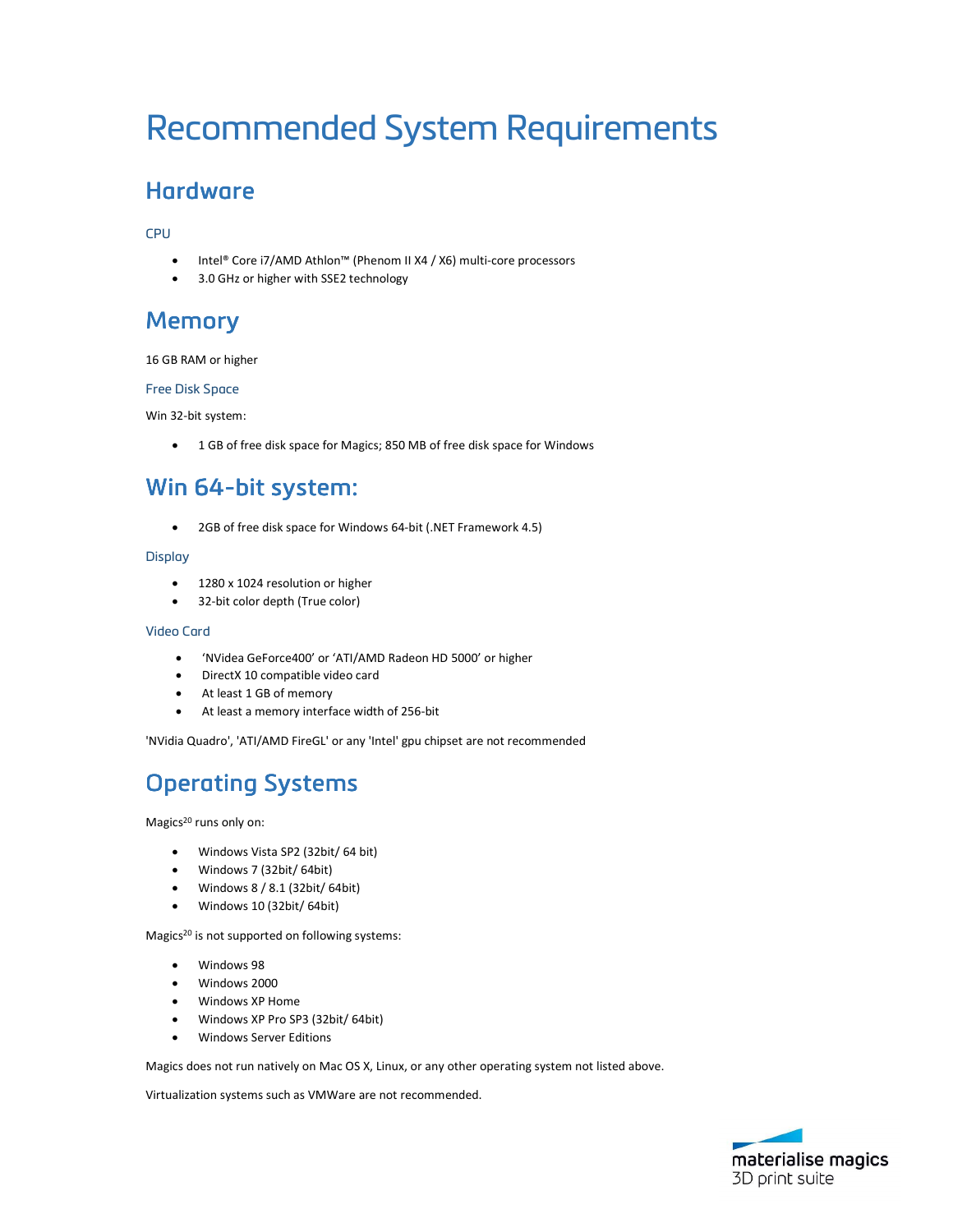# Recommended System Requirements

## Hardware

### CPU

- Intel® Core i7/AMD Athlon™ (Phenom II X4 / X6) multi-core processors
- 3.0 GHz or higher with SSE2 technology

## Memory

16 GB RAM or higher

### Free Disk Space

Win 32-bit system:

- 1 GB of free disk space for Magics; 850 MB of free disk space for Windows

## Win 64-bit system:

- 2GB of free disk space for Windows 64-bit (.NET Framework 4.5)

### Display

- 1280 x 1024 resolution or higher
- 32-bit color depth (True color)

### Video Card

- 'NVidea GeForce400' or 'ATI/AMD Radeon HD 5000' or higher
- DirectX 10 compatible video card
- At least 1 GB of memory
- At least a memory interface width of 256-bit

'NVidia Quadro', 'ATI/AMD FireGL' or any 'Intel' gpu chipset are not recommended

## Operating Systems

Magics[20] runs only on:

- Windows Vista SP2 (32bit/ 64 bit)
- Windows 7 (32bit/ 64bit)
- Windows 8 / 8.1 (32bit/ 64bit)
- Windows 10 (32bit/ 64bit)

Magics[20] is not supported on following systems:

- Windows 98
- Windows 2000
- Windows XP Home
- Windows XP Pro SP3 (32bit/ 64bit)
- Windows Server Editions

Magics does not run natively on Mac OS X, Linux, or any other operating system not listed above.

Virtualization systems such as VMWare are not recommended.